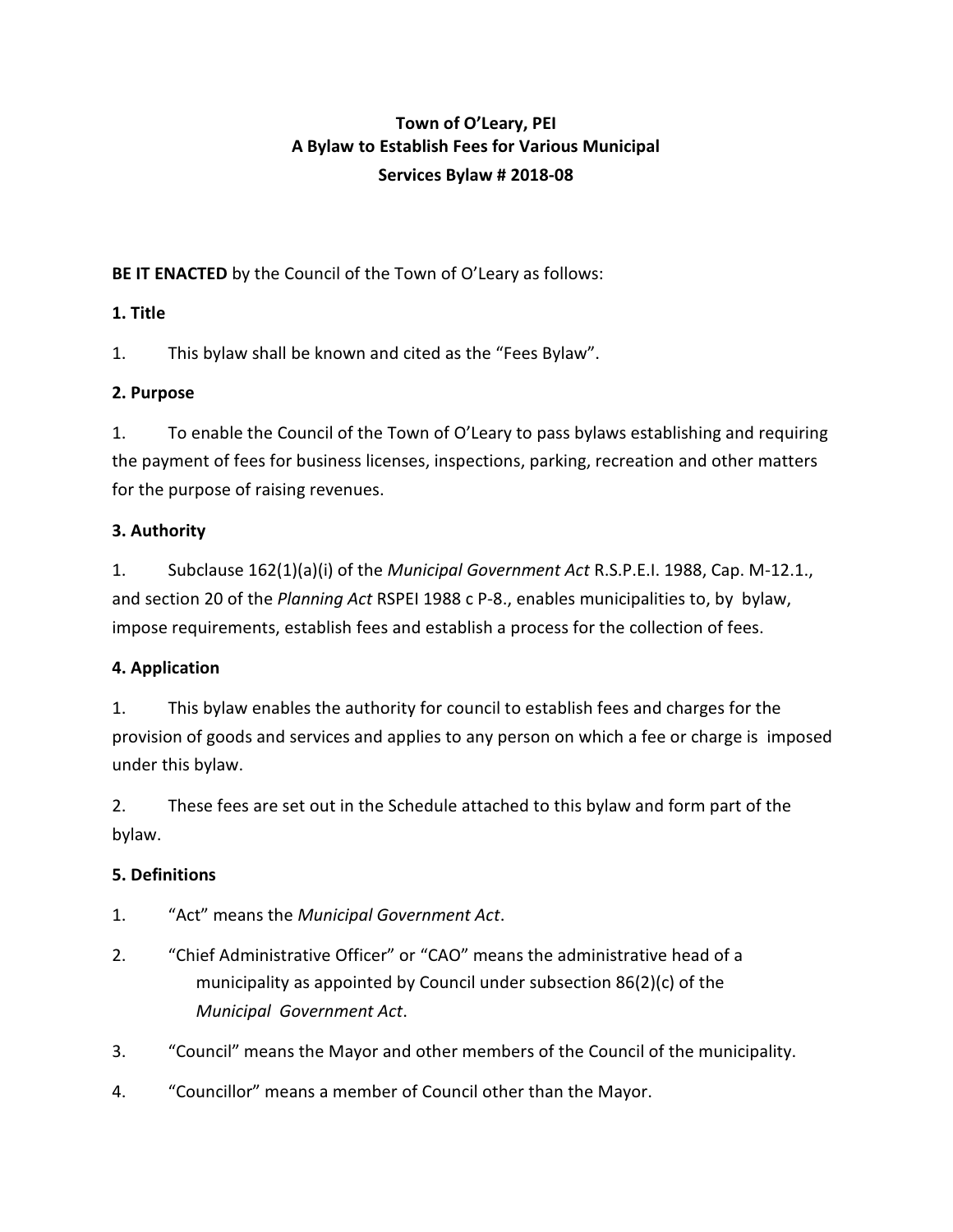# Town of O'Leary, PEI
# A Bylaw to Establish Fees for Various Municipal Services Bylaw # 2018-08

**BE IT ENACTED** by the Council of the Town of O'Leary as follows:

**1. Title**

1. This bylaw shall be known and cited as the "Fees Bylaw".

**2. Purpose**

1. To enable the Council of the Town of O'Leary to pass bylaws establishing and requiring the payment of fees for business licenses, inspections, parking, recreation and other matters for the purpose of raising revenues.

**3. Authority**

1. Subclause 162(1)(a)(i) of the *Municipal Government Act* R.S.P.E.I. 1988, Cap. M-12.1., and section 20 of the *Planning Act* RSPEI 1988 c P-8., enables municipalities to, by bylaw, impose requirements, establish fees and establish a process for the collection of fees.

**4. Application**

1. This bylaw enables the authority for council to establish fees and charges for the provision of goods and services and applies to any person on which a fee or charge is imposed under this bylaw.

2. These fees are set out in the Schedule attached to this bylaw and form part of the bylaw.

**5. Definitions**

1. "Act" means the *Municipal Government Act*.

2. "Chief Administrative Officer" or "CAO" means the administrative head of a municipality as appointed by Council under subsection 86(2)(c) of the *Municipal Government Act*.

3. "Council" means the Mayor and other members of the Council of the municipality.

4. "Councillor" means a member of Council other than the Mayor.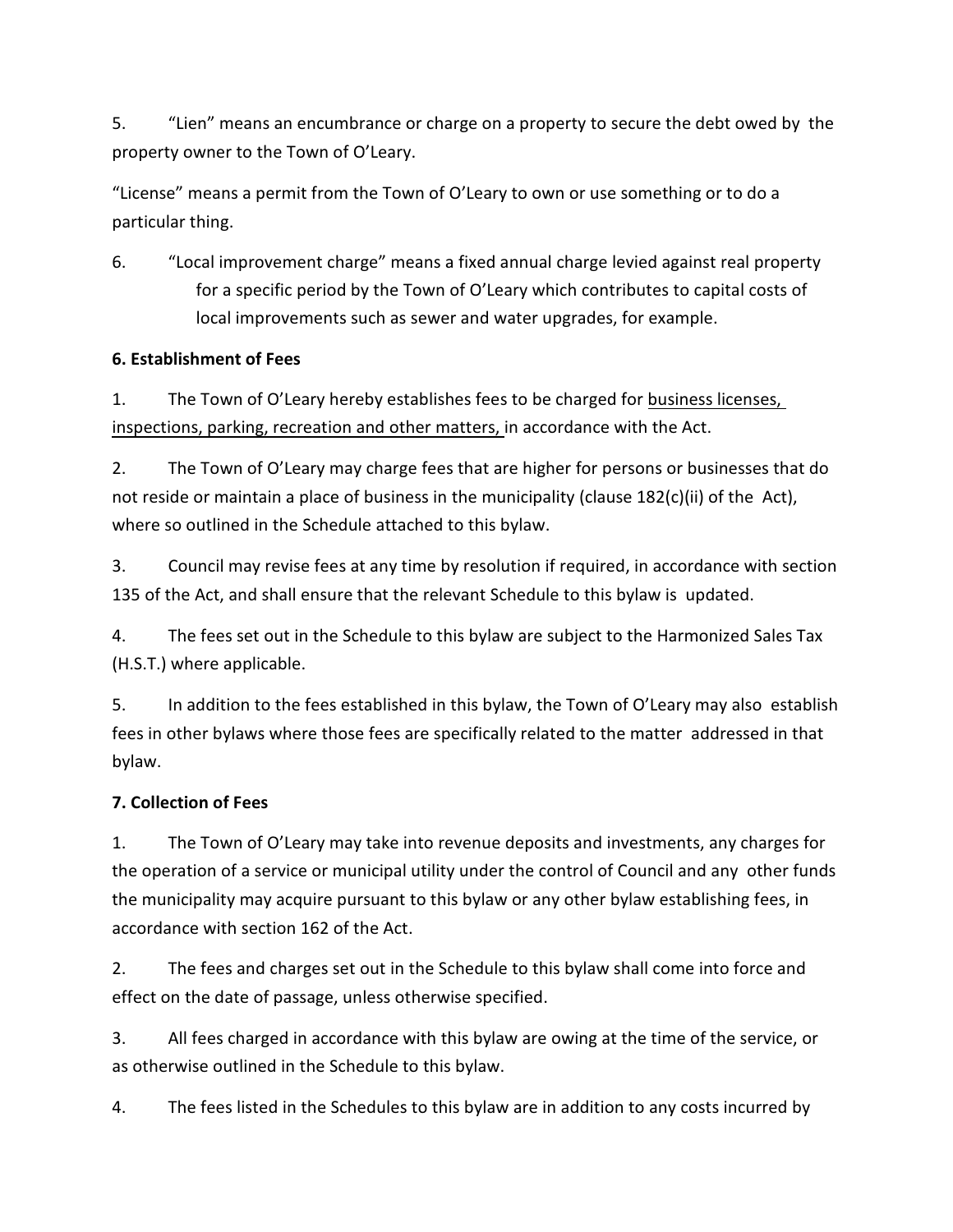5. “Lien” means an encumbrance or charge on a property to secure the debt owed by the property owner to the Town of O’Leary.

“License” means a permit from the Town of O’Leary to own or use something or to do a particular thing.

6. “Local improvement charge” means a fixed annual charge levied against real property for a specific period by the Town of O’Leary which contributes to capital costs of local improvements such as sewer and water upgrades, for example.

**6. Establishment of Fees**

1. The Town of O’Leary hereby establishes fees to be charged for <u>business licenses, inspections, parking, recreation and other matters,</u> in accordance with the Act.

2. The Town of O’Leary may charge fees that are higher for persons or businesses that do not reside or maintain a place of business in the municipality (clause 182(c)(ii) of the Act), where so outlined in the Schedule attached to this bylaw.

3. Council may revise fees at any time by resolution if required, in accordance with section 135 of the Act, and shall ensure that the relevant Schedule to this bylaw is updated.

4. The fees set out in the Schedule to this bylaw are subject to the Harmonized Sales Tax (H.S.T.) where applicable.

5. In addition to the fees established in this bylaw, the Town of O’Leary may also establish fees in other bylaws where those fees are specifically related to the matter addressed in that bylaw.

**7. Collection of Fees**

1. The Town of O’Leary may take into revenue deposits and investments, any charges for the operation of a service or municipal utility under the control of Council and any other funds the municipality may acquire pursuant to this bylaw or any other bylaw establishing fees, in accordance with section 162 of the Act.

2. The fees and charges set out in the Schedule to this bylaw shall come into force and effect on the date of passage, unless otherwise specified.

3. All fees charged in accordance with this bylaw are owing at the time of the service, or as otherwise outlined in the Schedule to this bylaw.

4. The fees listed in the Schedules to this bylaw are in addition to any costs incurred by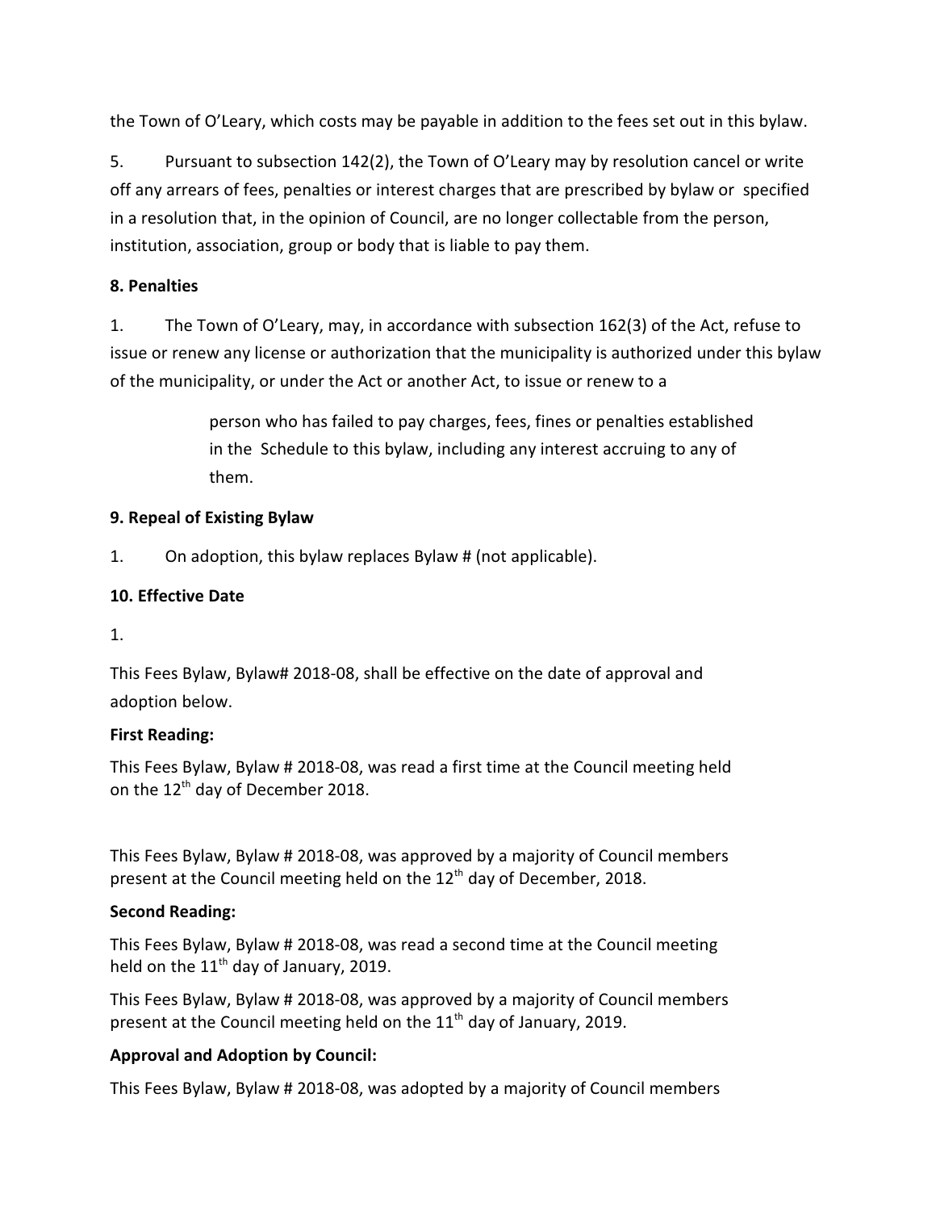the Town of O'Leary, which costs may be payable in addition to the fees set out in this bylaw.

5. Pursuant to subsection 142(2), the Town of O'Leary may by resolution cancel or write off any arrears of fees, penalties or interest charges that are prescribed by bylaw or specified in a resolution that, in the opinion of Council, are no longer collectable from the person, institution, association, group or body that is liable to pay them.

**8. Penalties**

1. The Town of O'Leary, may, in accordance with subsection 162(3) of the Act, refuse to issue or renew any license or authorization that the municipality is authorized under this bylaw of the municipality, or under the Act or another Act, to issue or renew to a

> person who has failed to pay charges, fees, fines or penalties established in the Schedule to this bylaw, including any interest accruing to any of them.

**9. Repeal of Existing Bylaw**

1. On adoption, this bylaw replaces Bylaw # (not applicable).

**10. Effective Date**

1.

This Fees Bylaw, Bylaw# 2018-08, shall be effective on the date of approval and adoption below.

**First Reading:**

This Fees Bylaw, Bylaw # 2018-08, was read a first time at the Council meeting held on the 12th day of December 2018.

This Fees Bylaw, Bylaw # 2018-08, was approved by a majority of Council members present at the Council meeting held on the 12th day of December, 2018.

**Second Reading:**

This Fees Bylaw, Bylaw # 2018-08, was read a second time at the Council meeting held on the 11th day of January, 2019.

This Fees Bylaw, Bylaw # 2018-08, was approved by a majority of Council members present at the Council meeting held on the 11th day of January, 2019.

**Approval and Adoption by Council:**

This Fees Bylaw, Bylaw # 2018-08, was adopted by a majority of Council members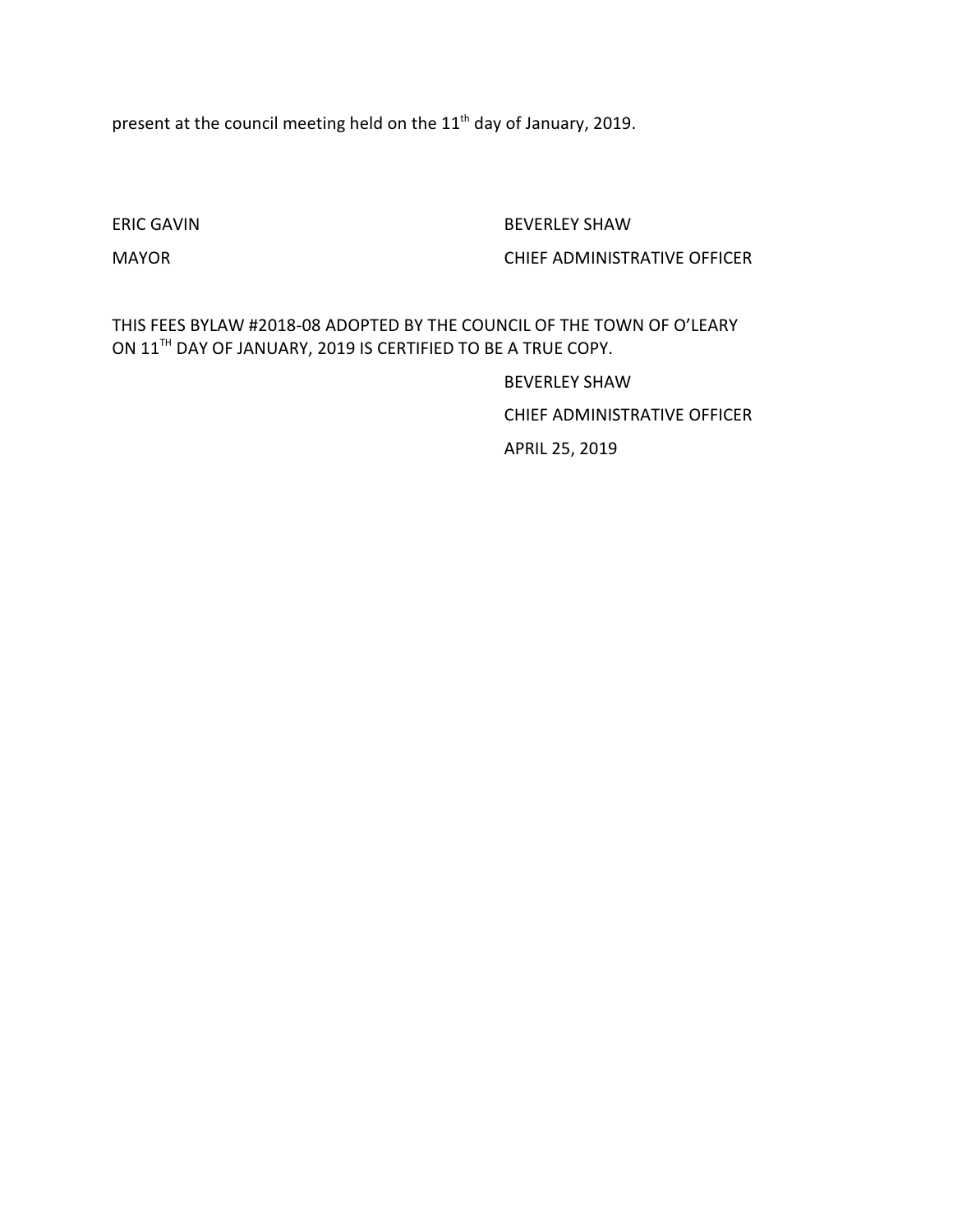present at the council meeting held on the 11th day of January, 2019.

ERIC GAVIN

MAYOR

BEVERLEY SHAW

CHIEF ADMINISTRATIVE OFFICER

THIS FEES BYLAW #2018-08 ADOPTED BY THE COUNCIL OF THE TOWN OF O'LEARY ON 11TH DAY OF JANUARY, 2019 IS CERTIFIED TO BE A TRUE COPY.

BEVERLEY SHAW

CHIEF ADMINISTRATIVE OFFICER

APRIL 25, 2019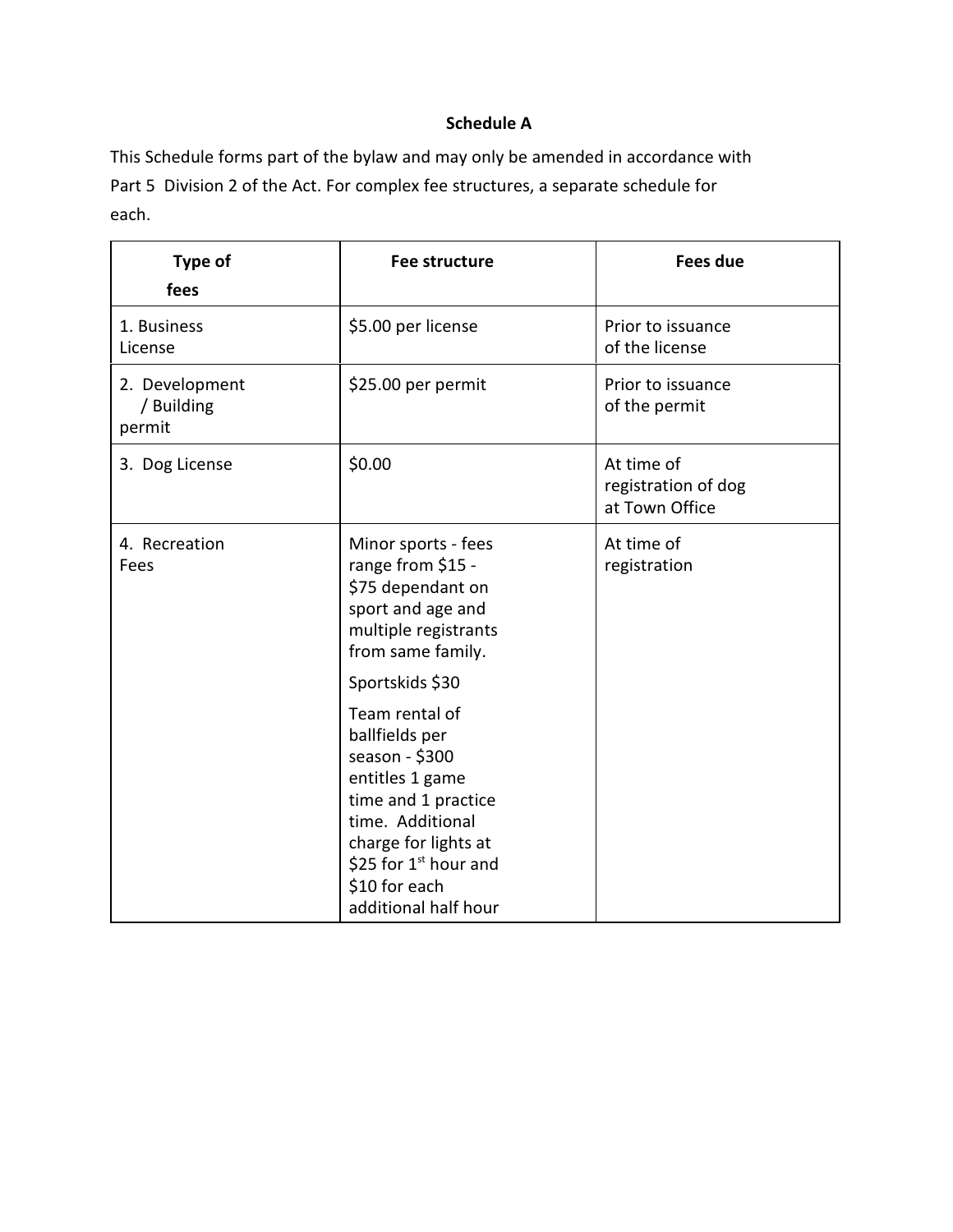**Schedule A**

This Schedule forms part of the bylaw and may only be amended in accordance with Part 5 Division 2 of the Act. For complex fee structures, a separate schedule for each.

| Type of fees | Fee structure | Fees due |
|---|---|---|
| 1. Business License | $5.00 per license | Prior to issuance of the license |
| 2. Development / Building permit | $25.00 per permit | Prior to issuance of the permit |
| 3. Dog License | $0.00 | At time of registration of dog at Town Office |
| 4. Recreation Fees | Minor sports - fees range from $15 - $75 dependant on sport and age and multiple registrants from same family.<br><br>Sportskids $30<br><br>Team rental of ballfields per season - $300 entitles 1 game time and 1 practice time. Additional charge for lights at $25 for 1st hour and $10 for each additional half hour | At time of registration |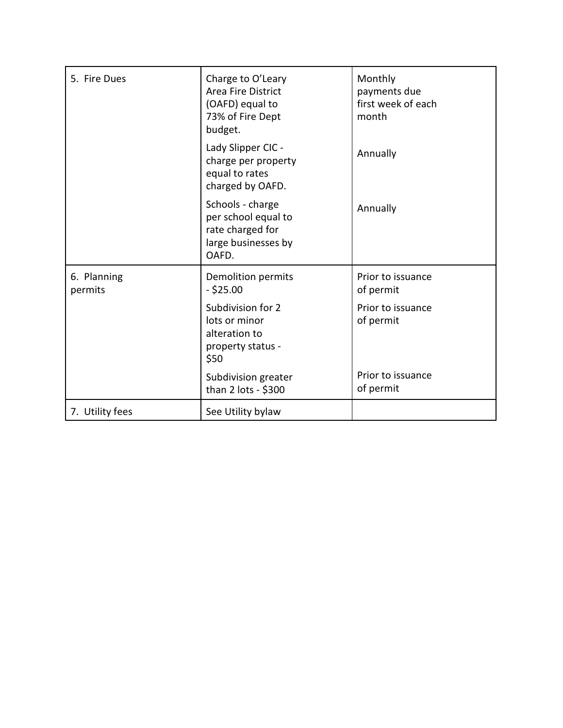| | | |
|---|---|---|
| 5. Fire Dues | Charge to O'Leary Area Fire District (OAFD) equal to 73% of Fire Dept budget. | Monthly payments due first week of each month |
| | Lady Slipper CIC - charge per property equal to rates charged by OAFD. | Annually |
| | Schools - charge per school equal to rate charged for large businesses by OAFD. | Annually |
| 6. Planning permits | Demolition permits - $25.00 | Prior to issuance of permit |
| | Subdivision for 2 lots or minor alteration to property status - $50 | Prior to issuance of permit |
| | Subdivision greater than 2 lots - $300 | Prior to issuance of permit |
| 7. Utility fees | See Utility bylaw | |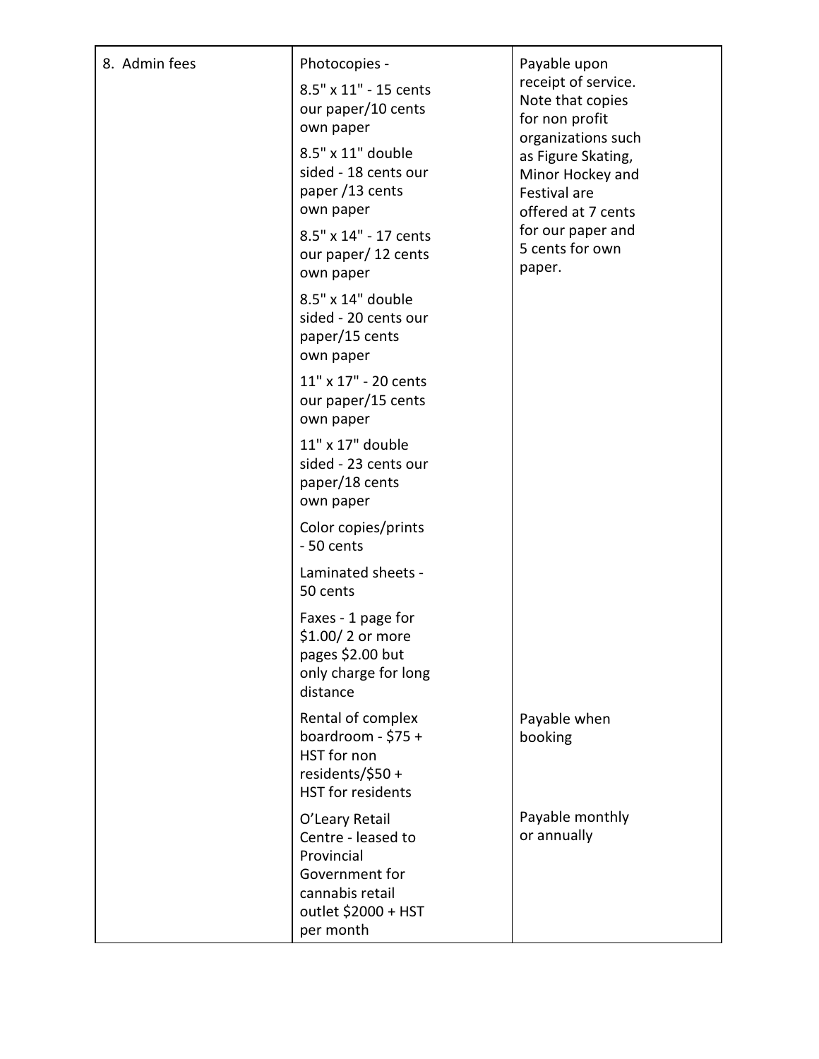| | | |
|---|---|---|
| 8. Admin fees | Photocopies -<br>8.5" x 11" - 15 cents our paper/10 cents own paper<br>8.5" x 11" double sided - 18 cents our paper /13 cents own paper<br>8.5" x 14" - 17 cents our paper/ 12 cents own paper<br>8.5" x 14" double sided - 20 cents our paper/15 cents own paper<br>11" x 17" - 20 cents our paper/15 cents own paper<br>11" x 17" double sided - 23 cents our paper/18 cents own paper<br>Color copies/prints - 50 cents<br>Laminated sheets - 50 cents<br>Faxes - 1 page for $1.00/ 2 or more pages $2.00 but only charge for long distance | Payable upon receipt of service. Note that copies for non profit organizations such as Figure Skating, Minor Hockey and Festival are offered at 7 cents for our paper and 5 cents for own paper. |
| | Rental of complex boardroom - $75 + HST for non residents/$50 + HST for residents | Payable when booking |
| | O'Leary Retail Centre - leased to Provincial Government for cannabis retail outlet $2000 + HST per month | Payable monthly or annually |